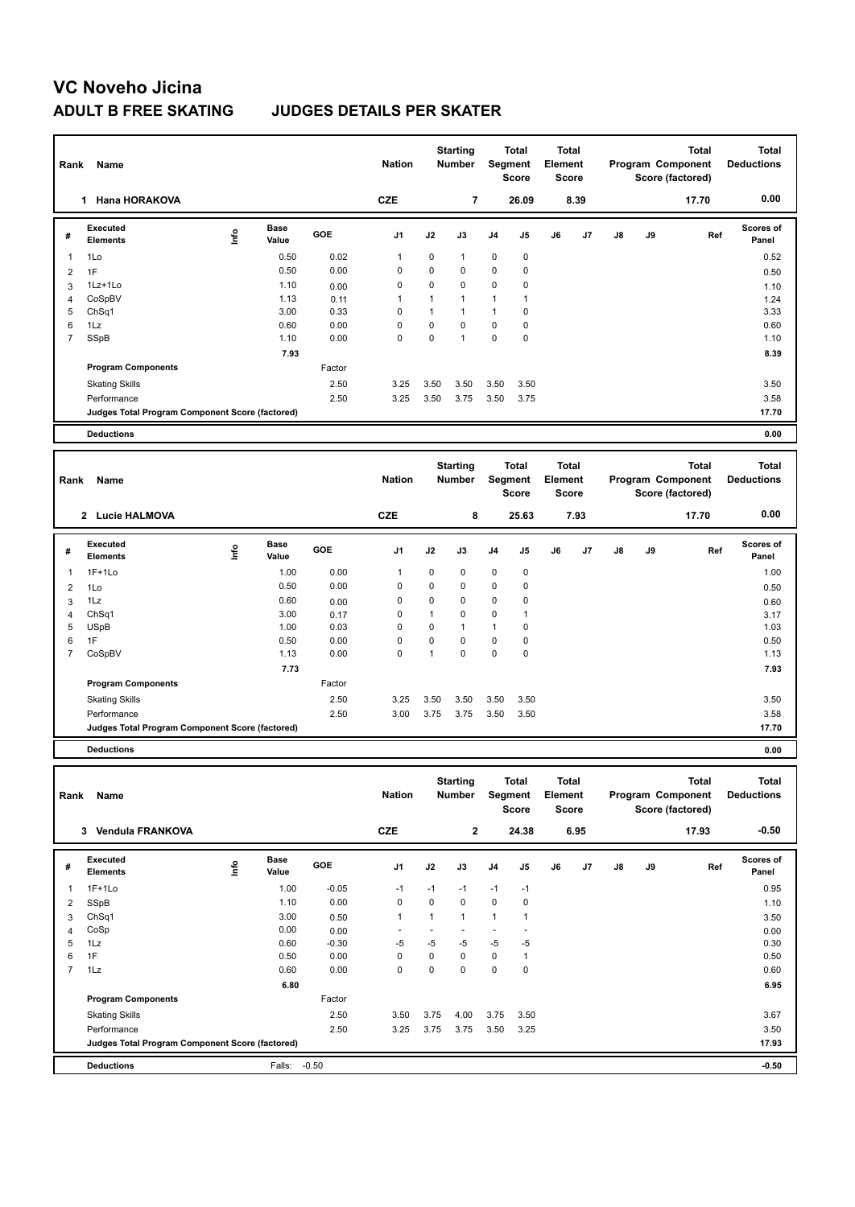# VC Noveho Jicina

## ADULT B FREE SKATING JUDGES DETAILS PER SKATER

| Rank | Name | Nation | Starting Number | Total Segment Score | Total Element Score | Total Program Component Score (factored) | Total Deductions |
|---|---|---|---|---|---|---|---|
| 1 | Hana HORAKOVA | CZE | 7 | 26.09 | 8.39 | 17.70 | 0.00 |

| # | Executed Elements | Info | Base Value | GOE | J1 | J2 | J3 | J4 | J5 | J6 | J7 | J8 | J9 | Ref | Scores of Panel |
|---|---|---|---|---|---|---|---|---|---|---|---|---|---|---|---|
| 1 | 1Lo | | 0.50 | 0.02 | 1 | 0 | 1 | 0 | 0 | | | | | | 0.52 |
| 2 | 1F | | 0.50 | 0.00 | 0 | 0 | 0 | 0 | 0 | | | | | | 0.50 |
| 3 | 1Lz+1Lo | | 1.10 | 0.00 | 0 | 0 | 0 | 0 | 0 | | | | | | 1.10 |
| 4 | CoSpBV | | 1.13 | 0.11 | 1 | 1 | 1 | 1 | 1 | | | | | | 1.24 |
| 5 | ChSq1 | | 3.00 | 0.33 | 0 | 1 | 1 | 1 | 0 | | | | | | 3.33 |
| 6 | 1Lz | | 0.60 | 0.00 | 0 | 0 | 0 | 0 | 0 | | | | | | 0.60 |
| 7 | SSpB | | 1.10 | 0.00 | 0 | 0 | 1 | 0 | 0 | | | | | | 1.10 |
| | | | 7.93 | | | | | | | | | | | | 8.39 |
| | **Program Components** | | | Factor | | | | | | | | | | | |
| | Skating Skills | | | 2.50 | 3.25 | 3.50 | 3.50 | 3.50 | 3.50 | | | | | | 3.50 |
| | Performance | | | 2.50 | 3.25 | 3.50 | 3.75 | 3.50 | 3.75 | | | | | | 3.58 |
| | **Judges Total Program Component Score (factored)** | | | | | | | | | | | | | | 17.70 |
| | **Deductions** | | | | | | | | | | | | | | 0.00 |

| Rank | Name | Nation | Starting Number | Total Segment Score | Total Element Score | Total Program Component Score (factored) | Total Deductions |
|---|---|---|---|---|---|---|---|
| 2 | Lucie HALMOVA | CZE | 8 | 25.63 | 7.93 | 17.70 | 0.00 |

| # | Executed Elements | Info | Base Value | GOE | J1 | J2 | J3 | J4 | J5 | J6 | J7 | J8 | J9 | Ref | Scores of Panel |
|---|---|---|---|---|---|---|---|---|---|---|---|---|---|---|---|
| 1 | 1F+1Lo | | 1.00 | 0.00 | 1 | 0 | 0 | 0 | 0 | | | | | | 1.00 |
| 2 | 1Lo | | 0.50 | 0.00 | 0 | 0 | 0 | 0 | 0 | | | | | | 0.50 |
| 3 | 1Lz | | 0.60 | 0.00 | 0 | 0 | 0 | 0 | 0 | | | | | | 0.60 |
| 4 | ChSq1 | | 3.00 | 0.17 | 0 | 1 | 0 | 0 | 1 | | | | | | 3.17 |
| 5 | USpB | | 1.00 | 0.03 | 0 | 0 | 1 | 1 | 0 | | | | | | 1.03 |
| 6 | 1F | | 0.50 | 0.00 | 0 | 0 | 0 | 0 | 0 | | | | | | 0.50 |
| 7 | CoSpBV | | 1.13 | 0.00 | 0 | 1 | 0 | 0 | 0 | | | | | | 1.13 |
| | | | 7.73 | | | | | | | | | | | | 7.93 |
| | **Program Components** | | | Factor | | | | | | | | | | | |
| | Skating Skills | | | 2.50 | 3.25 | 3.50 | 3.50 | 3.50 | 3.50 | | | | | | 3.50 |
| | Performance | | | 2.50 | 3.00 | 3.75 | 3.75 | 3.50 | 3.50 | | | | | | 3.58 |
| | **Judges Total Program Component Score (factored)** | | | | | | | | | | | | | | 17.70 |
| | **Deductions** | | | | | | | | | | | | | | 0.00 |

| Rank | Name | Nation | Starting Number | Total Segment Score | Total Element Score | Total Program Component Score (factored) | Total Deductions |
|---|---|---|---|---|---|---|---|
| 3 | Vendula FRANKOVA | CZE | 2 | 24.38 | 6.95 | 17.93 | -0.50 |

| # | Executed Elements | Info | Base Value | GOE | J1 | J2 | J3 | J4 | J5 | J6 | J7 | J8 | J9 | Ref | Scores of Panel |
|---|---|---|---|---|---|---|---|---|---|---|---|---|---|---|---|
| 1 | 1F+1Lo | | 1.00 | -0.05 | -1 | -1 | -1 | -1 | -1 | | | | | | 0.95 |
| 2 | SSpB | | 1.10 | 0.00 | 0 | 0 | 0 | 0 | 0 | | | | | | 1.10 |
| 3 | ChSq1 | | 3.00 | 0.50 | 1 | 1 | 1 | 1 | 1 | | | | | | 3.50 |
| 4 | CoSp | | 0.00 | 0.00 | - | - | - | - | - | | | | | | 0.00 |
| 5 | 1Lz | | 0.60 | -0.30 | -5 | -5 | -5 | -5 | -5 | | | | | | 0.30 |
| 6 | 1F | | 0.50 | 0.00 | 0 | 0 | 0 | 0 | 1 | | | | | | 0.50 |
| 7 | 1Lz | | 0.60 | 0.00 | 0 | 0 | 0 | 0 | 0 | | | | | | 0.60 |
| | | | 6.80 | | | | | | | | | | | | 6.95 |
| | **Program Components** | | | Factor | | | | | | | | | | | |
| | Skating Skills | | | 2.50 | 3.50 | 3.75 | 4.00 | 3.75 | 3.50 | | | | | | 3.67 |
| | Performance | | | 2.50 | 3.25 | 3.75 | 3.75 | 3.50 | 3.25 | | | | | | 3.50 |
| | **Judges Total Program Component Score (factored)** | | | | | | | | | | | | | | 17.93 |
| | **Deductions** | | Falls: | -0.50 | | | | | | | | | | | -0.50 |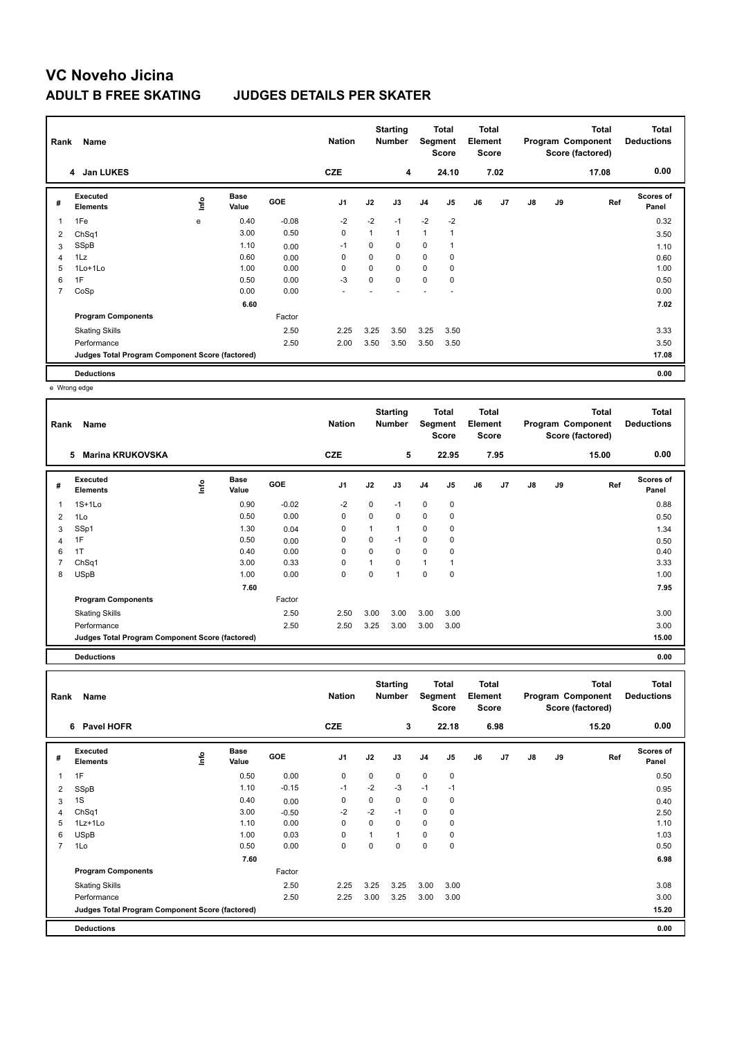# VC Noveho Jicina

## ADULT B FREE SKATING JUDGES DETAILS PER SKATER

| Rank | Name | Nation | Starting Number | Total Segment Score | Total Element Score | Total Program Component Score (factored) | Total Deductions |
|---|---|---|---|---|---|---|---|
| 4 | Jan LUKES | CZE | 4 | 24.10 | 7.02 | 17.08 | 0.00 |

| # | Executed Elements | Info | Base Value | GOE | J1 | J2 | J3 | J4 | J5 | J6 | J7 | J8 | J9 | Ref | Scores of Panel |
|---|---|---|---|---|---|---|---|---|---|---|---|---|---|---|---|
| 1 | 1Fe | e | 0.40 | -0.08 | -2 | -2 | -1 | -2 | -2 | | | | | | 0.32 |
| 2 | ChSq1 | | 3.00 | 0.50 | 0 | 1 | 1 | 1 | 1 | | | | | | 3.50 |
| 3 | SSpB | | 1.10 | 0.00 | -1 | 0 | 0 | 0 | 1 | | | | | | 1.10 |
| 4 | 1Lz | | 0.60 | 0.00 | 0 | 0 | 0 | 0 | 0 | | | | | | 0.60 |
| 5 | 1Lo+1Lo | | 1.00 | 0.00 | 0 | 0 | 0 | 0 | 0 | | | | | | 1.00 |
| 6 | 1F | | 0.50 | 0.00 | -3 | 0 | 0 | 0 | 0 | | | | | | 0.50 |
| 7 | CoSp | | 0.00 | 0.00 | - | - | - | - | - | | | | | | 0.00 |
| | | | 6.60 | | | | | | | | | | | | 7.02 |
| | **Program Components** | | | Factor | | | | | | | | | | | |
| | Skating Skills | | | 2.50 | 2.25 | 3.25 | 3.50 | 3.25 | 3.50 | | | | | | 3.33 |
| | Performance | | | 2.50 | 2.00 | 3.50 | 3.50 | 3.50 | 3.50 | | | | | | 3.50 |
| | **Judges Total Program Component Score (factored)** | | | | | | | | | | | | | | 17.08 |
| | **Deductions** | | | | | | | | | | | | | | 0.00 |

e Wrong edge

| Rank | Name | Nation | Starting Number | Total Segment Score | Total Element Score | Total Program Component Score (factored) | Total Deductions |
|---|---|---|---|---|---|---|---|
| 5 | Marina KRUKOVSKA | CZE | 5 | 22.95 | 7.95 | 15.00 | 0.00 |

| # | Executed Elements | Info | Base Value | GOE | J1 | J2 | J3 | J4 | J5 | J6 | J7 | J8 | J9 | Ref | Scores of Panel |
|---|---|---|---|---|---|---|---|---|---|---|---|---|---|---|---|
| 1 | 1S+1Lo | | 0.90 | -0.02 | -2 | 0 | -1 | 0 | 0 | | | | | | 0.88 |
| 2 | 1Lo | | 0.50 | 0.00 | 0 | 0 | 0 | 0 | 0 | | | | | | 0.50 |
| 3 | SSp1 | | 1.30 | 0.04 | 0 | 1 | 1 | 0 | 0 | | | | | | 1.34 |
| 4 | 1F | | 0.50 | 0.00 | 0 | 0 | -1 | 0 | 0 | | | | | | 0.50 |
| 6 | 1T | | 0.40 | 0.00 | 0 | 0 | 0 | 0 | 0 | | | | | | 0.40 |
| 7 | ChSq1 | | 3.00 | 0.33 | 0 | 1 | 0 | 1 | 1 | | | | | | 3.33 |
| 8 | USpB | | 1.00 | 0.00 | 0 | 0 | 1 | 0 | 0 | | | | | | 1.00 |
| | | | 7.60 | | | | | | | | | | | | 7.95 |
| | **Program Components** | | | Factor | | | | | | | | | | | |
| | Skating Skills | | | 2.50 | 2.50 | 3.00 | 3.00 | 3.00 | 3.00 | | | | | | 3.00 |
| | Performance | | | 2.50 | 2.50 | 3.25 | 3.00 | 3.00 | 3.00 | | | | | | 3.00 |
| | **Judges Total Program Component Score (factored)** | | | | | | | | | | | | | | 15.00 |
| | **Deductions** | | | | | | | | | | | | | | 0.00 |

| Rank | Name | Nation | Starting Number | Total Segment Score | Total Element Score | Total Program Component Score (factored) | Total Deductions |
|---|---|---|---|---|---|---|---|
| 6 | Pavel HOFR | CZE | 3 | 22.18 | 6.98 | 15.20 | 0.00 |

| # | Executed Elements | Info | Base Value | GOE | J1 | J2 | J3 | J4 | J5 | J6 | J7 | J8 | J9 | Ref | Scores of Panel |
|---|---|---|---|---|---|---|---|---|---|---|---|---|---|---|---|
| 1 | 1F | | 0.50 | 0.00 | 0 | 0 | 0 | 0 | 0 | | | | | | 0.50 |
| 2 | SSpB | | 1.10 | -0.15 | -1 | -2 | -3 | -1 | -1 | | | | | | 0.95 |
| 3 | 1S | | 0.40 | 0.00 | 0 | 0 | 0 | 0 | 0 | | | | | | 0.40 |
| 4 | ChSq1 | | 3.00 | -0.50 | -2 | -2 | -1 | 0 | 0 | | | | | | 2.50 |
| 5 | 1Lz+1Lo | | 1.10 | 0.00 | 0 | 0 | 0 | 0 | 0 | | | | | | 1.10 |
| 6 | USpB | | 1.00 | 0.03 | 0 | 1 | 1 | 0 | 0 | | | | | | 1.03 |
| 7 | 1Lo | | 0.50 | 0.00 | 0 | 0 | 0 | 0 | 0 | | | | | | 0.50 |
| | | | 7.60 | | | | | | | | | | | | 6.98 |
| | **Program Components** | | | Factor | | | | | | | | | | | |
| | Skating Skills | | | 2.50 | 2.25 | 3.25 | 3.25 | 3.00 | 3.00 | | | | | | 3.08 |
| | Performance | | | 2.50 | 2.25 | 3.00 | 3.25 | 3.00 | 3.00 | | | | | | 3.00 |
| | **Judges Total Program Component Score (factored)** | | | | | | | | | | | | | | 15.20 |
| | **Deductions** | | | | | | | | | | | | | | 0.00 |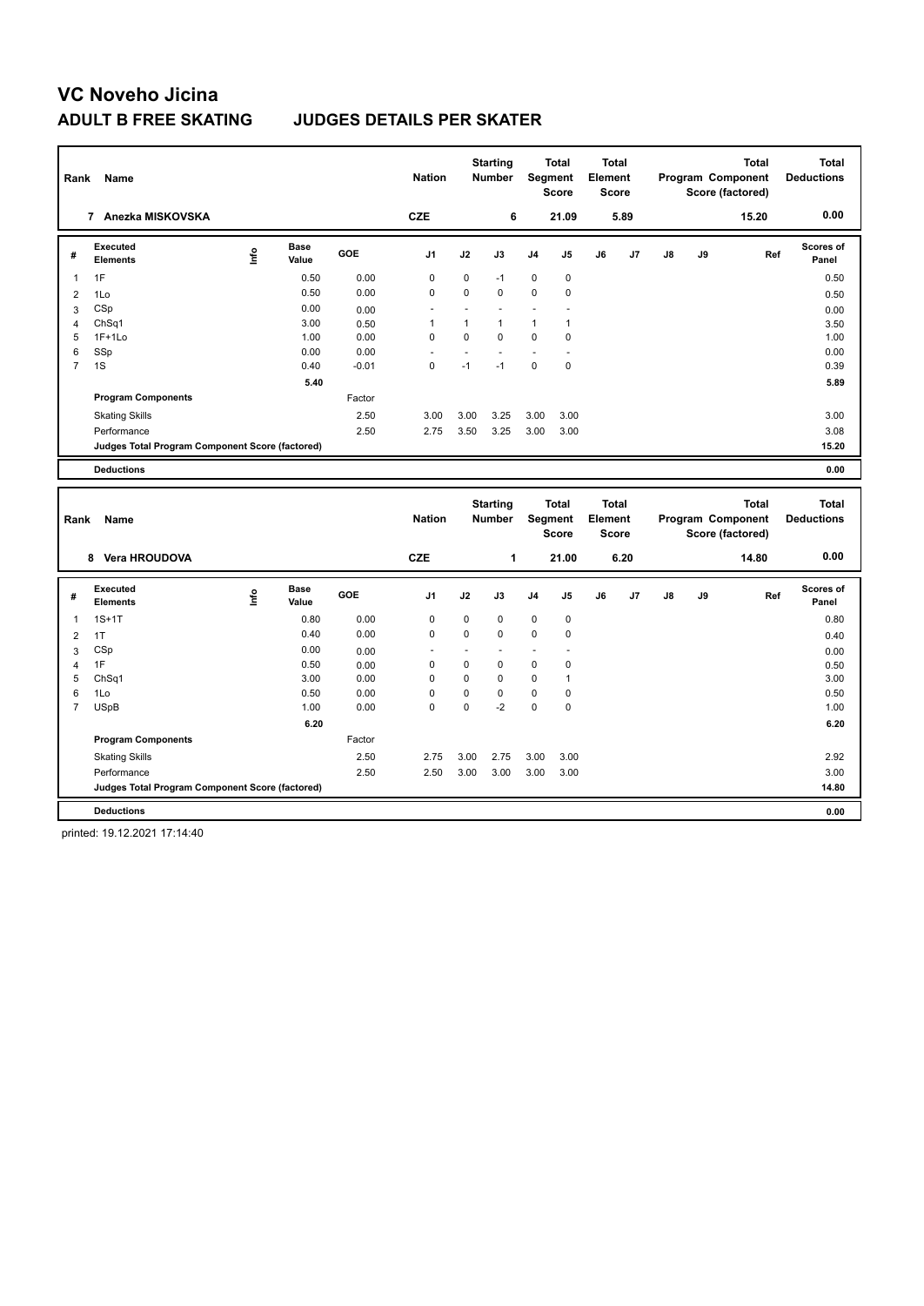# VC Noveho Jicina

## ADULT B FREE SKATING JUDGES DETAILS PER SKATER

| Rank | Name | Nation | Starting Number | Total Segment Score | Total Element Score | Total Program Component Score (factored) | Total Deductions |
|---|---|---|---|---|---|---|---|
| 7 | Anezka MISKOVSKA | CZE | 6 | 21.09 | 5.89 | 15.20 | 0.00 |

| # | Executed Elements | Info | Base Value | GOE | J1 | J2 | J3 | J4 | J5 | J6 | J7 | J8 | J9 | Ref | Scores of Panel |
|---|---|---|---|---|---|---|---|---|---|---|---|---|---|---|---|
| 1 | 1F | | 0.50 | 0.00 | 0 | 0 | -1 | 0 | 0 | | | | | | 0.50 |
| 2 | 1Lo | | 0.50 | 0.00 | 0 | 0 | 0 | 0 | 0 | | | | | | 0.50 |
| 3 | CSp | | 0.00 | 0.00 | - | - | - | - | - | | | | | | 0.00 |
| 4 | ChSq1 | | 3.00 | 0.50 | 1 | 1 | 1 | 1 | 1 | | | | | | 3.50 |
| 5 | 1F+1Lo | | 1.00 | 0.00 | 0 | 0 | 0 | 0 | 0 | | | | | | 1.00 |
| 6 | SSp | | 0.00 | 0.00 | - | - | - | - | - | | | | | | 0.00 |
| 7 | 1S | | 0.40 | -0.01 | 0 | -1 | -1 | 0 | 0 | | | | | | 0.39 |
| | | | 5.40 | | | | | | | | | | | | 5.89 |
| | Program Components | | | Factor | | | | | | | | | | | |
| | Skating Skills | | | 2.50 | 3.00 | 3.00 | 3.25 | 3.00 | 3.00 | | | | | | 3.00 |
| | Performance | | | 2.50 | 2.75 | 3.50 | 3.25 | 3.00 | 3.00 | | | | | | 3.08 |
| | Judges Total Program Component Score (factored) | | | | | | | | | | | | | | 15.20 |
| | Deductions | | | | | | | | | | | | | | 0.00 |

| Rank | Name | Nation | Starting Number | Total Segment Score | Total Element Score | Total Program Component Score (factored) | Total Deductions |
|---|---|---|---|---|---|---|---|
| 8 | Vera HROUDOVA | CZE | 1 | 21.00 | 6.20 | 14.80 | 0.00 |

| # | Executed Elements | Info | Base Value | GOE | J1 | J2 | J3 | J4 | J5 | J6 | J7 | J8 | J9 | Ref | Scores of Panel |
|---|---|---|---|---|---|---|---|---|---|---|---|---|---|---|---|
| 1 | 1S+1T | | 0.80 | 0.00 | 0 | 0 | 0 | 0 | 0 | | | | | | 0.80 |
| 2 | 1T | | 0.40 | 0.00 | 0 | 0 | 0 | 0 | 0 | | | | | | 0.40 |
| 3 | CSp | | 0.00 | 0.00 | - | - | - | - | - | | | | | | 0.00 |
| 4 | 1F | | 0.50 | 0.00 | 0 | 0 | 0 | 0 | 0 | | | | | | 0.50 |
| 5 | ChSq1 | | 3.00 | 0.00 | 0 | 0 | 0 | 0 | 1 | | | | | | 3.00 |
| 6 | 1Lo | | 0.50 | 0.00 | 0 | 0 | 0 | 0 | 0 | | | | | | 0.50 |
| 7 | USpB | | 1.00 | 0.00 | 0 | 0 | -2 | 0 | 0 | | | | | | 1.00 |
| | | | 6.20 | | | | | | | | | | | | 6.20 |
| | Program Components | | | Factor | | | | | | | | | | | |
| | Skating Skills | | | 2.50 | 2.75 | 3.00 | 2.75 | 3.00 | 3.00 | | | | | | 2.92 |
| | Performance | | | 2.50 | 2.50 | 3.00 | 3.00 | 3.00 | 3.00 | | | | | | 3.00 |
| | Judges Total Program Component Score (factored) | | | | | | | | | | | | | | 14.80 |
| | Deductions | | | | | | | | | | | | | | 0.00 |

printed: 19.12.2021 17:14:40